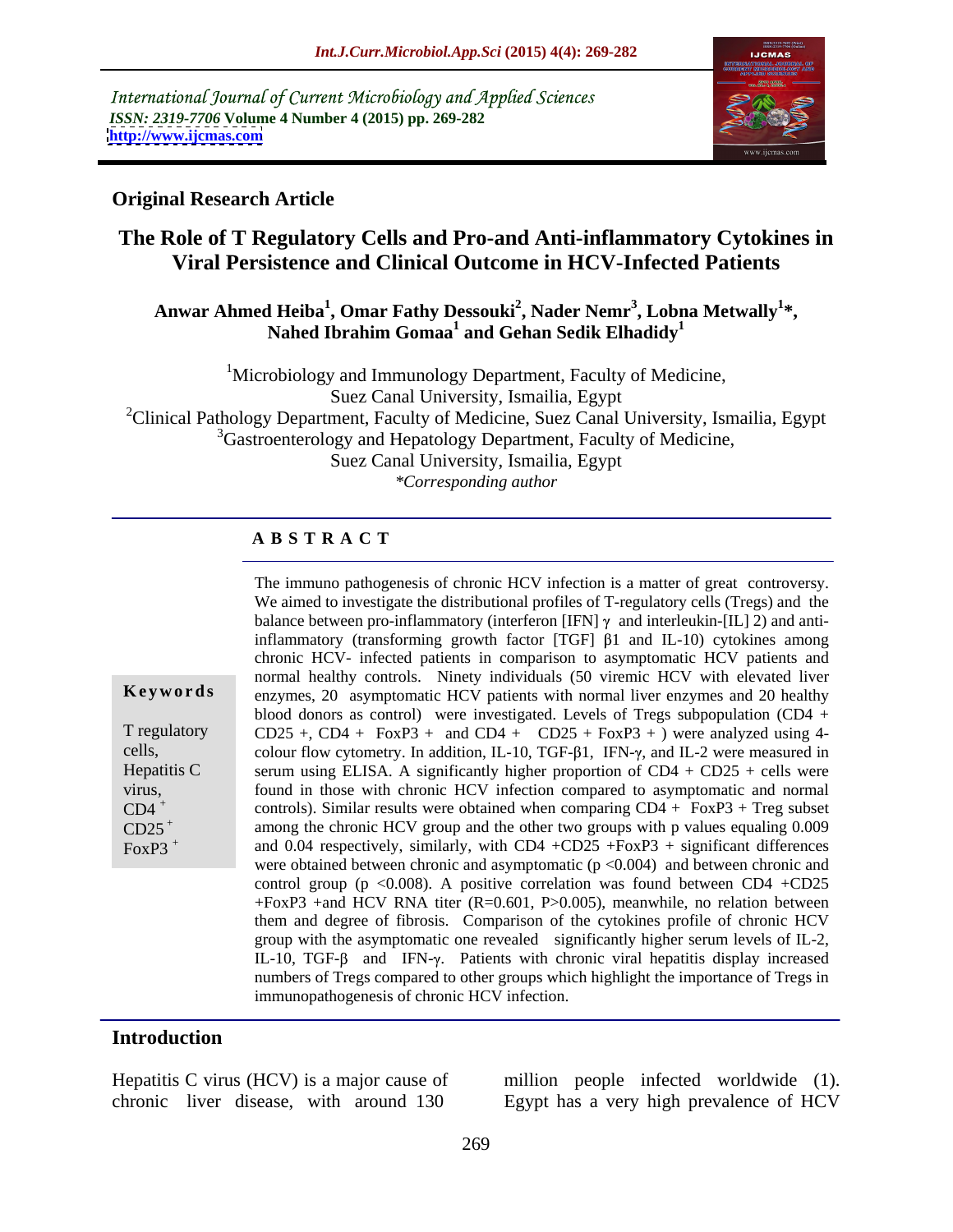International Journal of Current Microbiology and Applied Sciences
*ISSN: 2319-7706* **Volume 4 Number 4 (2015) pp. 269-282**
**http://www.ijcmas.com**

**Original Research Article**

# The Role of T Regulatory Cells and Pro-and Anti-inflammatory Cytokines in Viral Persistence and Clinical Outcome in HCV-Infected Patients

**Anwar Ahmed Heiba[1], Omar Fathy Dessouki[2], Nader Nemr[3], Lobna Metwally[1]\*, Nahed Ibrahim Gomaa[1] and Gehan Sedik Elhadidy[1]**

[1]Microbiology and Immunology Department, Faculty of Medicine, Suez Canal University, Ismailia, Egypt
[2]Clinical Pathology Department, Faculty of Medicine, Suez Canal University, Ismailia, Egypt
[3]Gastroenterology and Hepatology Department, Faculty of Medicine, Suez Canal University, Ismailia, Egypt
*\*Corresponding author*

## A B S T R A C T

**Keywords**

T regulatory cells, Hepatitis C virus, $CD4^+$ $CD25^+$ $FoxP3^+$

The immuno pathogenesis of chronic HCV infection is a matter of great controversy. We aimed to investigate the distributional profiles of T-regulatory cells (Tregs) and the balance between pro-inflammatory (interferon [IFN] γ and interleukin-[IL] 2) and anti-inflammatory (transforming growth factor [TGF] β1 and IL-10) cytokines among chronic HCV- infected patients in comparison to asymptomatic HCV patients and normal healthy controls. Ninety individuals (50 viremic HCV with elevated liver enzymes, 20 asymptomatic HCV patients with normal liver enzymes and 20 healthy blood donors as control) were investigated. Levels of Tregs subpopulation (CD4 + CD25 +, CD4 + FoxP3 + and CD4 + CD25 + FoxP3 + ) were analyzed using 4-colour flow cytometry. In addition, IL-10, TGF-β1, IFN-γ, and IL-2 were measured in serum using ELISA. A significantly higher proportion of CD4 + CD25 + cells were found in those with chronic HCV infection compared to asymptomatic and normal controls). Similar results were obtained when comparing CD4 + FoxP3 + Treg subset among the chronic HCV group and the other two groups with p values equaling 0.009 and 0.04 respectively, similarly, with CD4 +CD25 +FoxP3 + significant differences were obtained between chronic and asymptomatic ($p < 0.004$) and between chronic and control group ($p < 0.008$). A positive correlation was found between CD4 +CD25 +FoxP3 +and HCV RNA titer ($R=0.601$, $P>0.005$), meanwhile, no relation between them and degree of fibrosis. Comparison of the cytokines profile of chronic HCV group with the asymptomatic one revealed significantly higher serum levels of IL-2, IL-10, TGF-β and IFN-γ. Patients with chronic viral hepatitis display increased numbers of Tregs compared to other groups which highlight the importance of Tregs in immunopathogenesis of chronic HCV infection.

## Introduction

Hepatitis C virus (HCV) is a major cause of chronic liver disease, with around 130 million people infected worldwide (1). Egypt has a very high prevalence of HCV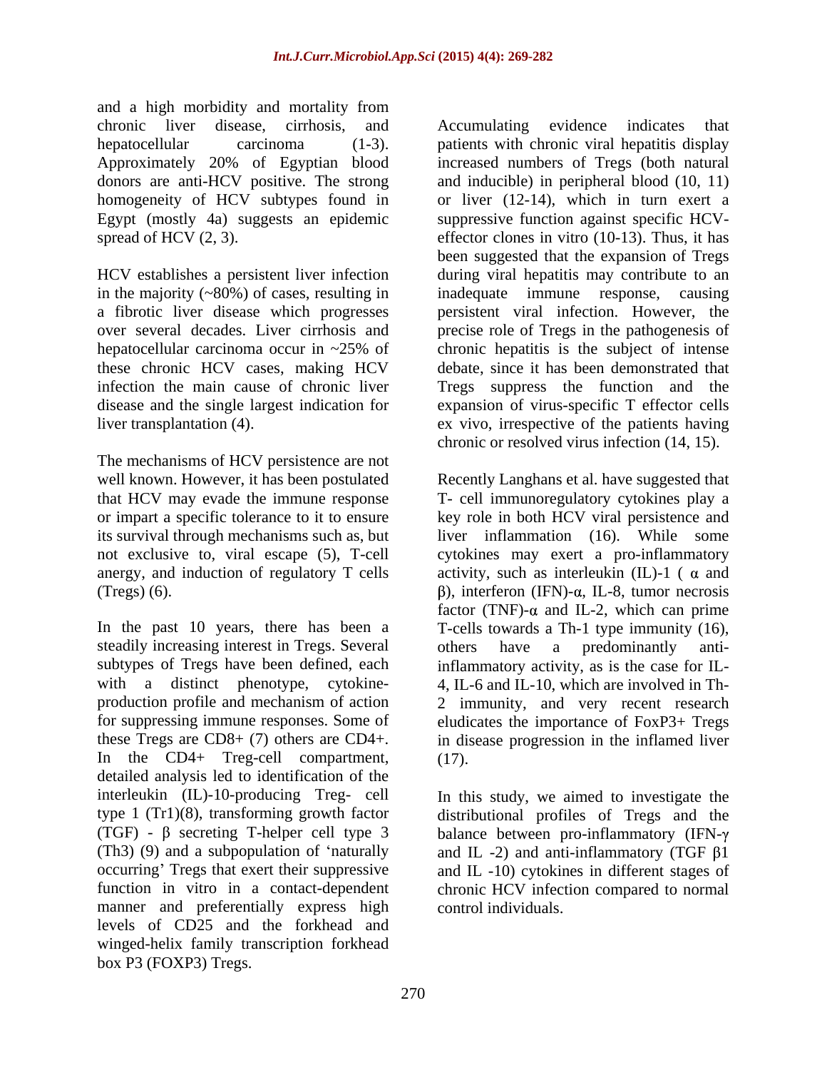and a high morbidity and mortality from chronic liver disease, cirrhosis, and hepatocellular carcinoma (1-3). Approximately 20% of Egyptian blood donors are anti-HCV positive. The strong homogeneity of HCV subtypes found in Egypt (mostly 4a) suggests an epidemic spread of HCV (2, 3).

HCV establishes a persistent liver infection in the majority (~80%) of cases, resulting in a fibrotic liver disease which progresses over several decades. Liver cirrhosis and hepatocellular carcinoma occur in ~25% of these chronic HCV cases, making HCV infection the main cause of chronic liver disease and the single largest indication for liver transplantation (4).

The mechanisms of HCV persistence are not well known. However, it has been postulated that HCV may evade the immune response or impart a specific tolerance to it to ensure its survival through mechanisms such as, but not exclusive to, viral escape (5), T-cell anergy, and induction of regulatory T cells (Tregs) (6).

In the past 10 years, there has been a steadily increasing interest in Tregs. Several subtypes of Tregs have been defined, each with a distinct phenotype, cytokine-production profile and mechanism of action for suppressing immune responses. Some of these Tregs are CD8+ (7) others are CD4+. In the CD4+ Treg-cell compartment, detailed analysis led to identification of the interleukin (IL)-10-producing Treg- cell type 1 (Tr1)(8), transforming growth factor (TGF) - β secreting T-helper cell type 3 (Th3) (9) and a subpopulation of 'naturally occurring' Tregs that exert their suppressive function in vitro in a contact-dependent manner and preferentially express high levels of CD25 and the forkhead and winged-helix family transcription forkhead box P3 (FOXP3) Tregs.

Accumulating evidence indicates that patients with chronic viral hepatitis display increased numbers of Tregs (both natural and inducible) in peripheral blood (10, 11) or liver (12-14), which in turn exert a suppressive function against specific HCV-effector clones in vitro (10-13). Thus, it has been suggested that the expansion of Tregs during viral hepatitis may contribute to an inadequate immune response, causing persistent viral infection. However, the precise role of Tregs in the pathogenesis of chronic hepatitis is the subject of intense debate, since it has been demonstrated that Tregs suppress the function and the expansion of virus-specific T effector cells ex vivo, irrespective of the patients having chronic or resolved virus infection (14, 15).

Recently Langhans et al. have suggested that T- cell immunoregulatory cytokines play a key role in both HCV viral persistence and liver inflammation (16). While some cytokines may exert a pro-inflammatory activity, such as interleukin (IL)-1 ( α and β), interferon (IFN)-α, IL-8, tumor necrosis factor (TNF)-α and IL-2, which can prime T-cells towards a Th-1 type immunity (16), others have a predominantly anti-inflammatory activity, as is the case for IL-4, IL-6 and IL-10, which are involved in Th-2 immunity, and very recent research eludicates the importance of FoxP3+ Tregs in disease progression in the inflamed liver (17).

In this study, we aimed to investigate the distributional profiles of Tregs and the balance between pro-inflammatory (IFN-γ and IL -2) and anti-inflammatory (TGF β1 and IL -10) cytokines in different stages of chronic HCV infection compared to normal control individuals.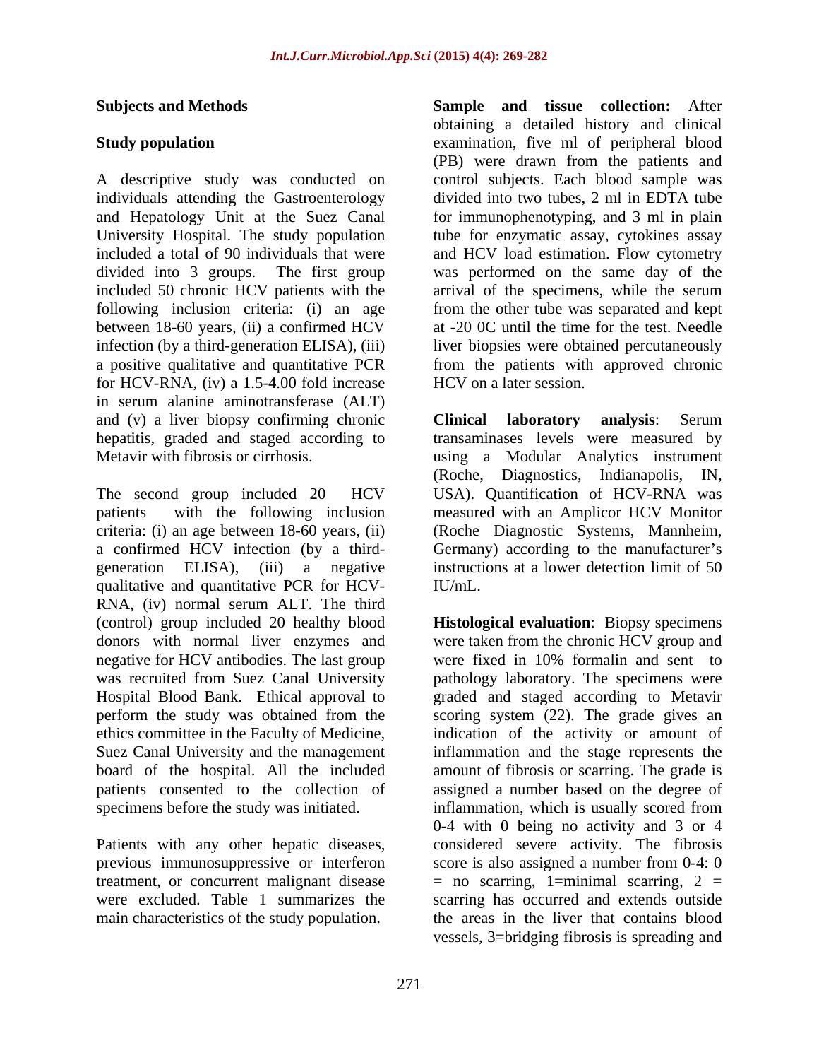## Subjects and Methods

### Study population

A descriptive study was conducted on individuals attending the Gastroenterology and Hepatology Unit at the Suez Canal University Hospital. The study population included a total of 90 individuals that were divided into 3 groups. The first group included 50 chronic HCV patients with the following inclusion criteria: (i) an age between 18-60 years, (ii) a confirmed HCV infection (by a third-generation ELISA), (iii) a positive qualitative and quantitative PCR for HCV-RNA, (iv) a 1.5-4.00 fold increase in serum alanine aminotransferase (ALT) and (v) a liver biopsy confirming chronic hepatitis, graded and staged according to Metavir with fibrosis or cirrhosis.

The second group included 20 HCV patients with the following inclusion criteria: (i) an age between 18-60 years, (ii) a confirmed HCV infection (by a third-generation ELISA), (iii) a negative qualitative and quantitative PCR for HCV-RNA, (iv) normal serum ALT. The third (control) group included 20 healthy blood donors with normal liver enzymes and negative for HCV antibodies. The last group was recruited from Suez Canal University Hospital Blood Bank. Ethical approval to perform the study was obtained from the ethics committee in the Faculty of Medicine, Suez Canal University and the management board of the hospital. All the included patients consented to the collection of specimens before the study was initiated.

Patients with any other hepatic diseases, previous immunosuppressive or interferon treatment, or concurrent malignant disease were excluded. Table 1 summarizes the main characteristics of the study population.

**Sample and tissue collection:** After obtaining a detailed history and clinical examination, five ml of peripheral blood (PB) were drawn from the patients and control subjects. Each blood sample was divided into two tubes, 2 ml in EDTA tube for immunophenotyping, and 3 ml in plain tube for enzymatic assay, cytokines assay and HCV load estimation. Flow cytometry was performed on the same day of the arrival of the specimens, while the serum from the other tube was separated and kept at -20 0C until the time for the test. Needle liver biopsies were obtained percutaneously from the patients with approved chronic HCV on a later session.

**Clinical laboratory analysis**: Serum transaminases levels were measured by using a Modular Analytics instrument (Roche, Diagnostics, Indianapolis, IN, USA). Quantification of HCV-RNA was measured with an Amplicor HCV Monitor (Roche Diagnostic Systems, Mannheim, Germany) according to the manufacturer's instructions at a lower detection limit of 50 IU/mL.

**Histological evaluation**: Biopsy specimens were taken from the chronic HCV group and were fixed in 10% formalin and sent to pathology laboratory. The specimens were graded and staged according to Metavir scoring system (22). The grade gives an indication of the activity or amount of inflammation and the stage represents the amount of fibrosis or scarring. The grade is assigned a number based on the degree of inflammation, which is usually scored from 0-4 with 0 being no activity and 3 or 4 considered severe activity. The fibrosis score is also assigned a number from 0-4: 0 = no scarring, 1=minimal scarring, 2 = scarring has occurred and extends outside the areas in the liver that contains blood vessels, 3=bridging fibrosis is spreading and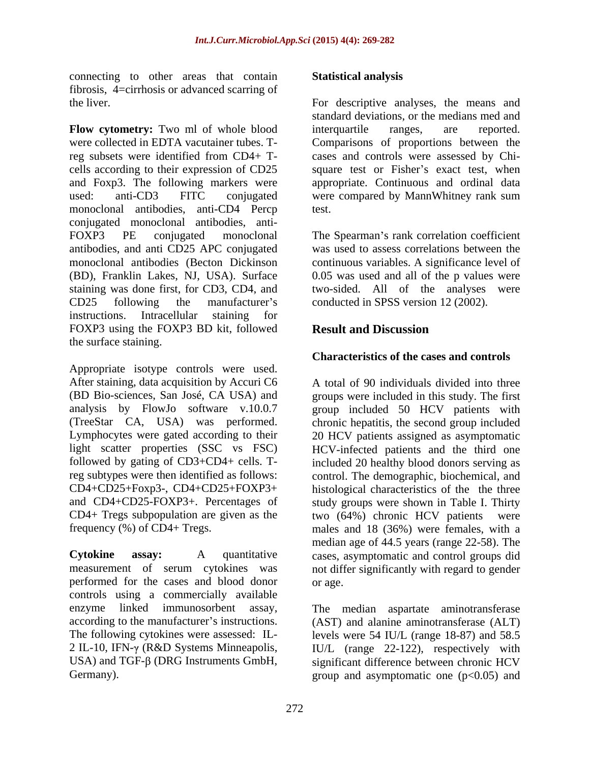connecting to other areas that contain fibrosis, 4=cirrhosis or advanced scarring of the liver.

**Flow cytometry:** Two ml of whole blood were collected in EDTA vacutainer tubes. T-reg subsets were identified from CD4+ T-cells according to their expression of CD25 and Foxp3. The following markers were used: anti-CD3 FITC conjugated monoclonal antibodies, anti-CD4 Percp conjugated monoclonal antibodies, anti-FOXP3 PE conjugated monoclonal antibodies, and anti CD25 APC conjugated monoclonal antibodies (Becton Dickinson (BD), Franklin Lakes, NJ, USA). Surface staining was done first, for CD3, CD4, and CD25 following the manufacturer's instructions. Intracellular staining for FOXP3 using the FOXP3 BD kit, followed the surface staining.

Appropriate isotype controls were used. After staining, data acquisition by Accuri C6 (BD Bio-sciences, San José, CA USA) and analysis by FlowJo software v.10.0.7 (TreeStar CA, USA) was performed. Lymphocytes were gated according to their light scatter properties (SSC vs FSC) followed by gating of CD3+CD4+ cells. T-reg subtypes were then identified as follows: CD4+CD25+Foxp3-, CD4+CD25+FOXP3+ and CD4+CD25-FOXP3+. Percentages of CD4+ Tregs subpopulation are given as the frequency (%) of CD4+ Tregs.

**Cytokine assay:** A quantitative measurement of serum cytokines was performed for the cases and blood donor controls using a commercially available enzyme linked immunosorbent assay, according to the manufacturer's instructions. The following cytokines were assessed: IL-2 IL-10, IFN-γ (R&D Systems Minneapolis, USA) and TGF-β (DRG Instruments GmbH, Germany).

**Statistical analysis**

For descriptive analyses, the means and standard deviations, or the medians med and interquartile ranges, are reported. Comparisons of proportions between the cases and controls were assessed by Chi-square test or Fisher's exact test, when appropriate. Continuous and ordinal data were compared by MannWhitney rank sum test.

The Spearman's rank correlation coefficient was used to assess correlations between the continuous variables. A significance level of 0.05 was used and all of the p values were two-sided. All of the analyses were conducted in SPSS version 12 (2002).

## Result and Discussion

### Characteristics of the cases and controls

A total of 90 individuals divided into three groups were included in this study. The first group included 50 HCV patients with chronic hepatitis, the second group included 20 HCV patients assigned as asymptomatic HCV-infected patients and the third one included 20 healthy blood donors serving as control. The demographic, biochemical, and histological characteristics of the the three study groups were shown in Table I. Thirty two (64%) chronic HCV patients were males and 18 (36%) were females, with a median age of 44.5 years (range 22-58). The cases, asymptomatic and control groups did not differ significantly with regard to gender or age.

The median aspartate aminotransferase (AST) and alanine aminotransferase (ALT) levels were 54 IU/L (range 18-87) and 58.5 IU/L (range 22-122), respectively with significant difference between chronic HCV group and asymptomatic one ($p<0.05$) and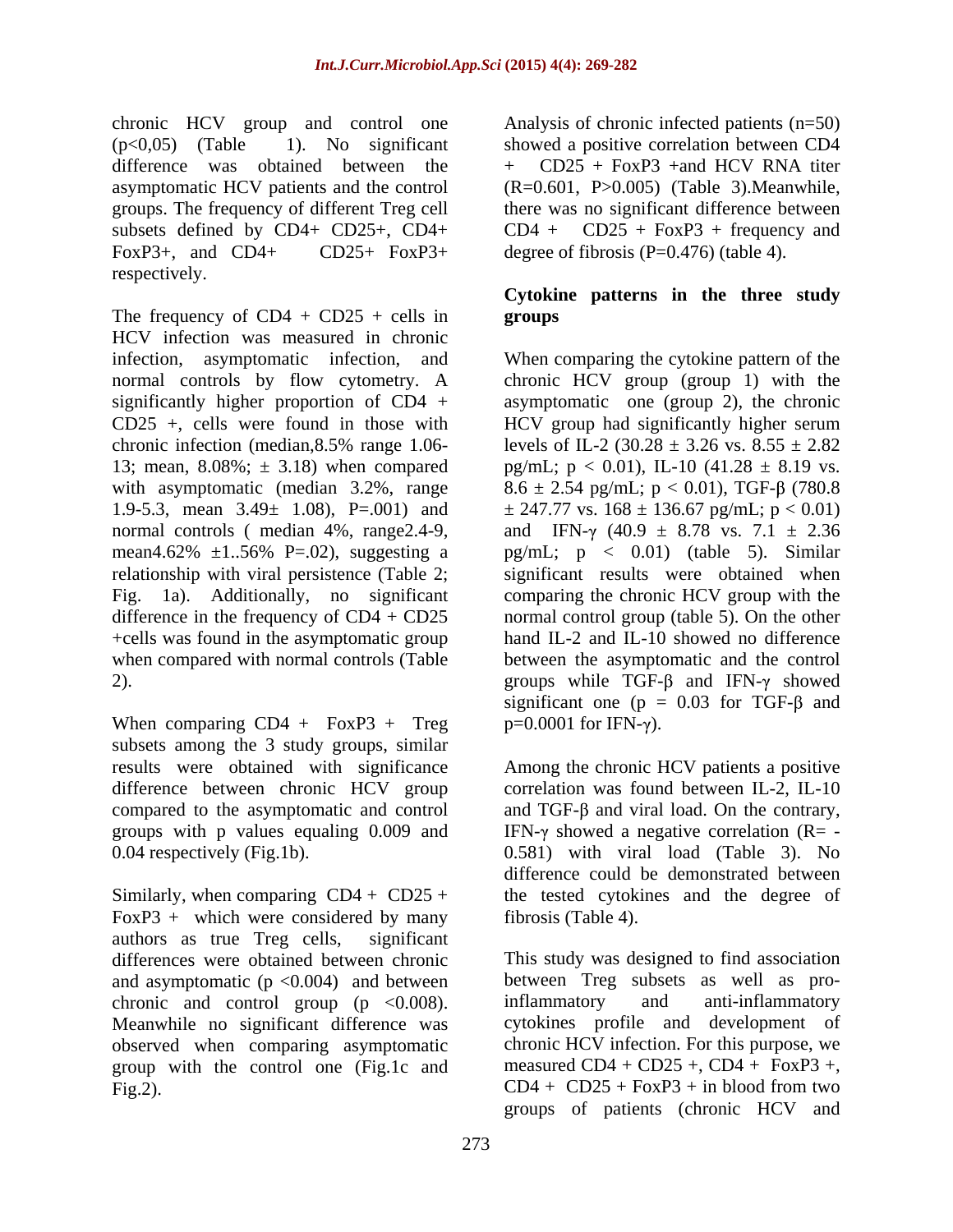chronic HCV group and control one (p<0,05) (Table 1). No significant difference was obtained between the asymptomatic HCV patients and the control groups. The frequency of different Treg cell subsets defined by CD4+ CD25+, CD4+ FoxP3+, and CD4+ CD25+ FoxP3+ respectively.

The frequency of CD4 + CD25 + cells in HCV infection was measured in chronic infection, asymptomatic infection, and normal controls by flow cytometry. A significantly higher proportion of CD4 + CD25 +, cells were found in those with chronic infection (median,8.5% range 1.06-13; mean, 8.08%; ± 3.18) when compared with asymptomatic (median 3.2%, range 1.9-5.3, mean 3.49± 1.08), P=.001) and normal controls ( median 4%, range2.4-9, mean4.62% ±1..56% P=.02), suggesting a relationship with viral persistence (Table 2; Fig. 1a). Additionally, no significant difference in the frequency of CD4 + CD25 +cells was found in the asymptomatic group when compared with normal controls (Table 2).

When comparing CD4 + FoxP3 + Treg subsets among the 3 study groups, similar results were obtained with significance difference between chronic HCV group compared to the asymptomatic and control groups with p values equaling 0.009 and 0.04 respectively (Fig.1b).

Similarly, when comparing CD4 + CD25 + FoxP3 + which were considered by many authors as true Treg cells, significant differences were obtained between chronic and asymptomatic (p <0.004) and between chronic and control group (p <0.008). Meanwhile no significant difference was observed when comparing asymptomatic group with the control one (Fig.1c and Fig.2).

Analysis of chronic infected patients (n=50) showed a positive correlation between CD4 + CD25 + FoxP3 +and HCV RNA titer (R=0.601, P>0.005) (Table 3).Meanwhile, there was no significant difference between CD4 + CD25 + FoxP3 + frequency and degree of fibrosis (P=0.476) (table 4).

### Cytokine patterns in the three study groups

When comparing the cytokine pattern of the chronic HCV group (group 1) with the asymptomatic one (group 2), the chronic HCV group had significantly higher serum levels of IL-2 (30.28 ± 3.26 vs. 8.55 ± 2.82 pg/mL; p < 0.01), IL-10 (41.28 ± 8.19 vs. 8.6 ± 2.54 pg/mL; p < 0.01), TGF-β (780.8 ± 247.77 vs. 168 ± 136.67 pg/mL; p < 0.01) and IFN-γ (40.9 ± 8.78 vs. 7.1 ± 2.36 pg/mL; p < 0.01) (table 5). Similar significant results were obtained when comparing the chronic HCV group with the normal control group (table 5). On the other hand IL-2 and IL-10 showed no difference between the asymptomatic and the control groups while TGF-β and IFN-γ showed significant one (p = 0.03 for TGF-β and p=0.0001 for IFN-γ).

Among the chronic HCV patients a positive correlation was found between IL-2, IL-10 and TGF-β and viral load. On the contrary, IFN-γ showed a negative correlation (R= -0.581) with viral load (Table 3). No difference could be demonstrated between the tested cytokines and the degree of fibrosis (Table 4).

This study was designed to find association between Treg subsets as well as pro-inflammatory and anti-inflammatory cytokines profile and development of chronic HCV infection. For this purpose, we measured CD4 + CD25 +, CD4 + FoxP3 +, CD4 + CD25 + FoxP3 + in blood from two groups of patients (chronic HCV and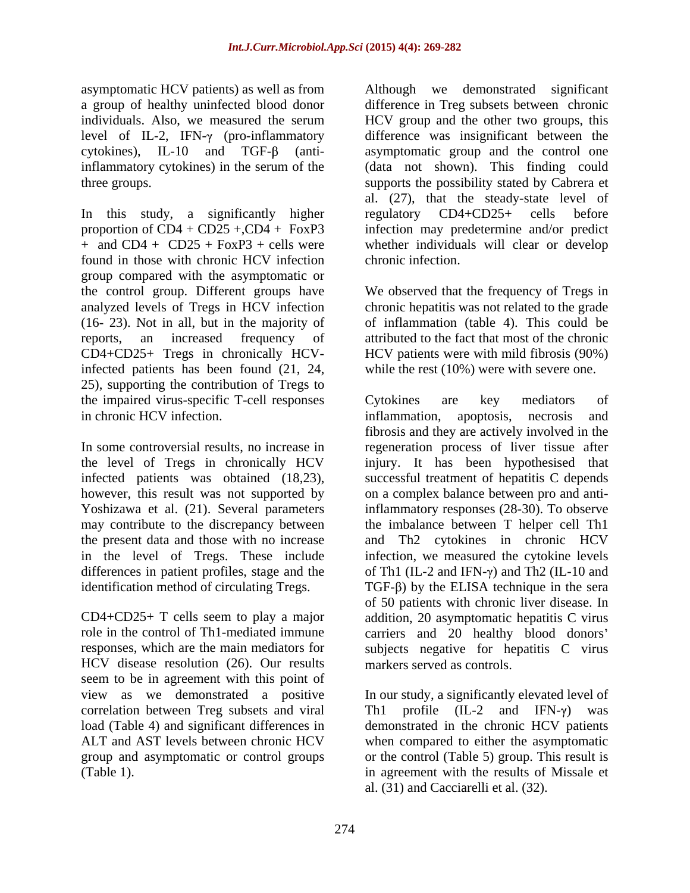asymptomatic HCV patients) as well as from a group of healthy uninfected blood donor individuals. Also, we measured the serum level of IL-2, IFN-γ (pro-inflammatory cytokines), IL-10 and TGF-β (anti-inflammatory cytokines) in the serum of the three groups.

In this study, a significantly higher proportion of CD4 + CD25 +,CD4 + FoxP3 + and CD4 + CD25 + FoxP3 + cells were found in those with chronic HCV infection group compared with the asymptomatic or the control group. Different groups have analyzed levels of Tregs in HCV infection (16- 23). Not in all, but in the majority of reports, an increased frequency of CD4+CD25+ Tregs in chronically HCV-infected patients has been found (21, 24, 25), supporting the contribution of Tregs to the impaired virus-specific T-cell responses in chronic HCV infection.

In some controversial results, no increase in the level of Tregs in chronically HCV infected patients was obtained (18,23), however, this result was not supported by Yoshizawa et al. (21). Several parameters may contribute to the discrepancy between the present data and those with no increase in the level of Tregs. These include differences in patient profiles, stage and the identification method of circulating Tregs.

CD4+CD25+ T cells seem to play a major role in the control of Th1-mediated immune responses, which are the main mediators for HCV disease resolution (26). Our results seem to be in agreement with this point of view as we demonstrated a positive correlation between Treg subsets and viral load (Table 4) and significant differences in ALT and AST levels between chronic HCV group and asymptomatic or control groups (Table 1).

Although we demonstrated significant difference in Treg subsets between chronic HCV group and the other two groups, this difference was insignificant between the asymptomatic group and the control one (data not shown). This finding could supports the possibility stated by Cabrera et al. (27), that the steady-state level of regulatory CD4+CD25+ cells before infection may predetermine and/or predict whether individuals will clear or develop chronic infection.

We observed that the frequency of Tregs in chronic hepatitis was not related to the grade of inflammation (table 4). This could be attributed to the fact that most of the chronic HCV patients were with mild fibrosis (90%) while the rest (10%) were with severe one.

Cytokines are key mediators of inflammation, apoptosis, necrosis and fibrosis and they are actively involved in the regeneration process of liver tissue after injury. It has been hypothesised that successful treatment of hepatitis C depends on a complex balance between pro and anti-inflammatory responses (28-30). To observe the imbalance between T helper cell Th1 and Th2 cytokines in chronic HCV infection, we measured the cytokine levels of Th1 (IL-2 and IFN-γ) and Th2 (IL-10 and TGF-β) by the ELISA technique in the sera of 50 patients with chronic liver disease. In addition, 20 asymptomatic hepatitis C virus carriers and 20 healthy blood donors' subjects negative for hepatitis C virus markers served as controls.

In our study, a significantly elevated level of Th1 profile (IL-2 and IFN-γ) was demonstrated in the chronic HCV patients when compared to either the asymptomatic or the control (Table 5) group. This result is in agreement with the results of Missale et al. (31) and Cacciarelli et al. (32).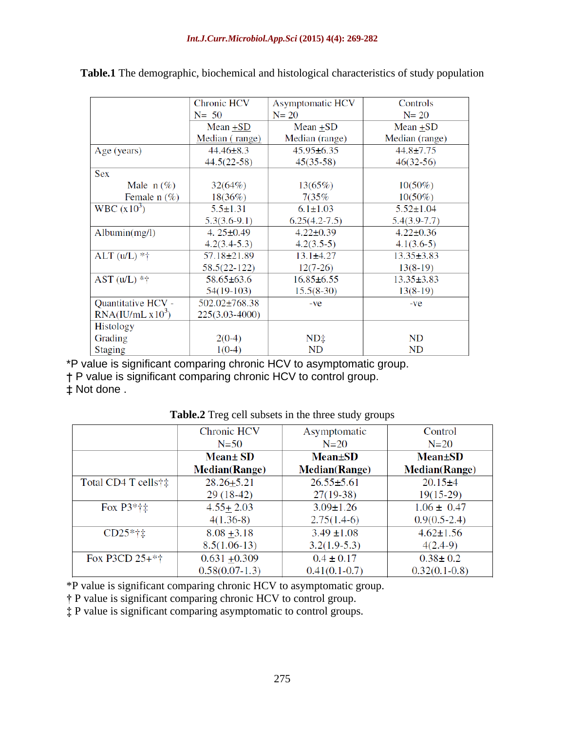**Table.1** The demographic, biochemical and histological characteristics of study population

| | Chronic HCV N= 50 | Asymptomatic HCV N= 20 | Controls N= 20 |
|---|---|---|---|
| | Mean +SD Median ( range) | Mean +SD Median (range) | Mean +SD Median (range) |
| Age (years) | 44.46±8.3 44.5(22-58) | 45.95±6.35 45(35-58) | 44.8±7.75 46(32-56) |
| Sex | | | |
| Male n (%) | 32(64%) | 13(65%) | 10(50%) |
| Female n (%) | 18(36%) | 7(35% | 10(50%) |
| WBC ($x10^3$) | 5.5±1.31 5.3(3.6-9.1) | 6.1±1.03 6.25(4.2-7.5) | 5.52±1.04 5.4(3.9-7.7) |
| Albumin(mg/l) | 4. 25±0.49 4.2(3.4-5.3) | 4.22±0.39 4.2(3.5-5) | 4.22±0.36 4.1(3.6-5) |
| ALT (u/L) *† | 57.18±21.89 58.5(22-122) | 13.1±4.27 12(7-26) | 13.35±3.83 13(8-19) |
| AST (u/L) *† | 58.65±63.6 54(19-103) | 16.85±6.55 15.5(8-30) | 13.35±3.83 13(8-19) |
| Quantitative HCV - RNA(IU/mL $x10^3$) | 502.02±768.38 225(3.03-4000) | -ve | -ve |
| Histology | | | |
| Grading | 2(0-4) | ND‡ | ND |
| Staging | 1(0-4) | ND | ND |

*P value is significant comparing chronic HCV to asymptomatic group.
† P value is significant comparing chronic HCV to control group.
‡ Not done .

**Table.2** Treg cell subsets in the three study groups

| | Chronic HCV N=50 | Asymptomatic N=20 | Control N=20 |
|---|---|---|---|
| | **Mean± SD Median(Range)** | **Mean±SD Median(Range)** | **Mean±SD Median(Range)** |
| Total CD4 T cells†‡ | 28.26+5.21 29 (18-42) | 26.55±5.61 27(19-38) | 20.15±4 19(15-29) |
| Fox P3*†‡ | 4.55+ 2.03 4(1.36-8) | 3.09±1.26 2.75(1.4-6) | 1.06 ± 0.47 0.9(0.5-2.4) |
| CD25*†‡ | 8.08 +3.18 8.5(1.06-13) | 3.49 ±1.08 3.2(1.9-5.3) | 4.62±1.56 4(2.4-9) |
| Fox P3CD 25+*† | 0.631 +0.309 0.58(0.07-1.3) | 0.4 ± 0.17 0.41(0.1-0.7) | 0.38± 0.2 0.32(0.1-0.8) |

*P value is significant comparing chronic HCV to asymptomatic group.
† P value is significant comparing chronic HCV to control group.
‡ P value is significant comparing asymptomatic to control groups.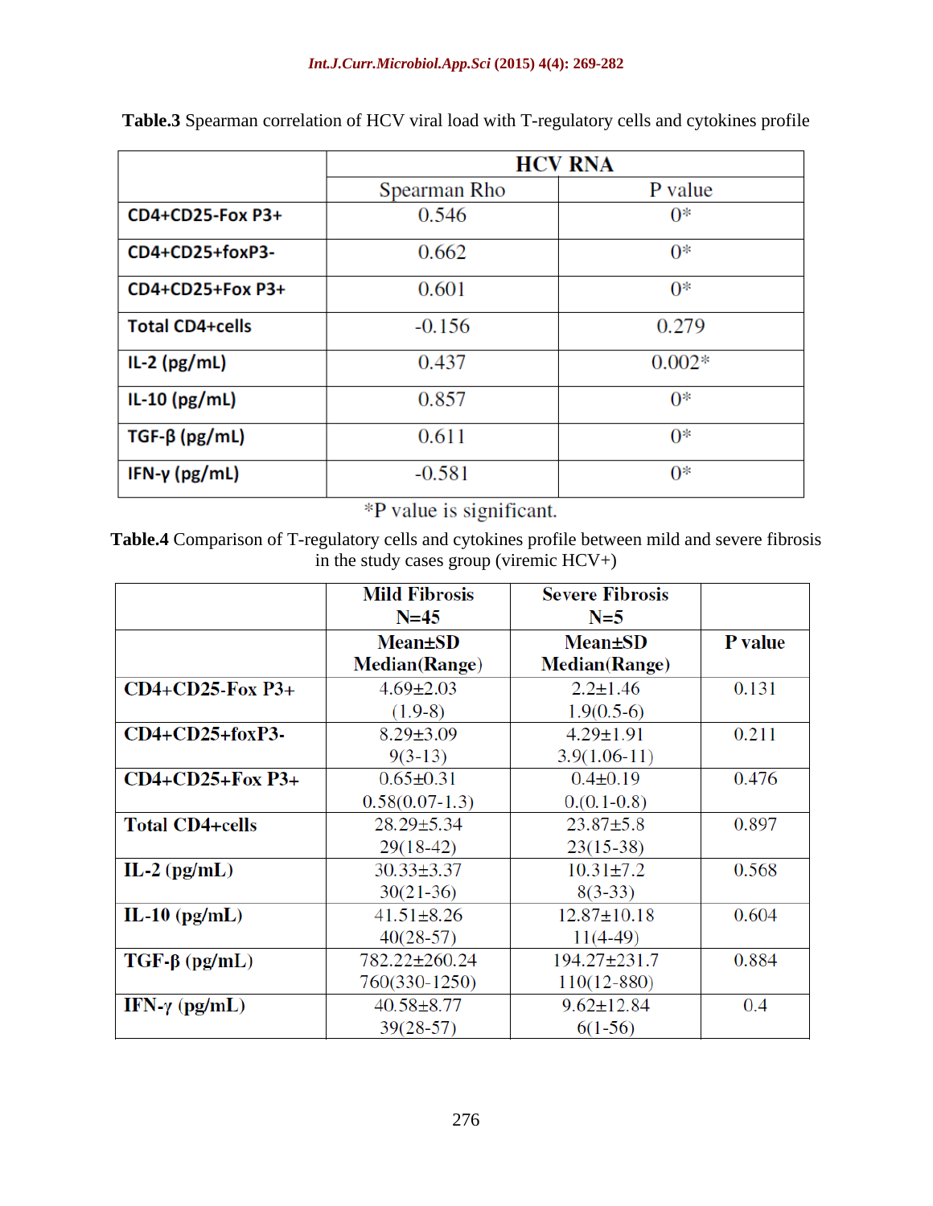**Table.3** Spearman correlation of HCV viral load with T-regulatory cells and cytokines profile

| | HCV RNA | |
|---|---|---|
| | Spearman Rho | P value |
| CD4+CD25-Fox P3+ | 0.546 | 0* |
| CD4+CD25+foxP3- | 0.662 | 0* |
| CD4+CD25+Fox P3+ | 0.601 | 0* |
| Total CD4+cells | -0.156 | 0.279 |
| IL-2 (pg/mL) | 0.437 | 0.002* |
| IL-10 (pg/mL) | 0.857 | 0* |
| TGF-β (pg/mL) | 0.611 | 0* |
| IFN-γ (pg/mL) | -0.581 | 0* |

*P value is significant.

**Table.4** Comparison of T-regulatory cells and cytokines profile between mild and severe fibrosis in the study cases group (viremic HCV+)

| | Mild Fibrosis N=45 | Severe Fibrosis N=5 | |
|---|---|---|---|
| | Mean±SD Median(Range) | Mean±SD Median(Range) | P value |
| CD4+CD25-Fox P3+ | 4.69±2.03 (1.9-8) | 2.2±1.46 1.9(0.5-6) | 0.131 |
| CD4+CD25+foxP3- | 8.29±3.09 9(3-13) | 4.29±1.91 3.9(1.06-11) | 0.211 |
| CD4+CD25+Fox P3+ | 0.65±0.31 0.58(0.07-1.3) | 0.4±0.19 0.(0.1-0.8) | 0.476 |
| Total CD4+cells | 28.29±5.34 29(18-42) | 23.87±5.8 23(15-38) | 0.897 |
| IL-2 (pg/mL) | 30.33±3.37 30(21-36) | 10.31±7.2 8(3-33) | 0.568 |
| IL-10 (pg/mL) | 41.51±8.26 40(28-57) | 12.87±10.18 11(4-49) | 0.604 |
| TGF-β (pg/mL) | 782.22±260.24 760(330-1250) | 194.27±231.7 110(12-880) | 0.884 |
| IFN-γ (pg/mL) | 40.58±8.77 39(28-57) | 9.62±12.84 6(1-56) | 0.4 |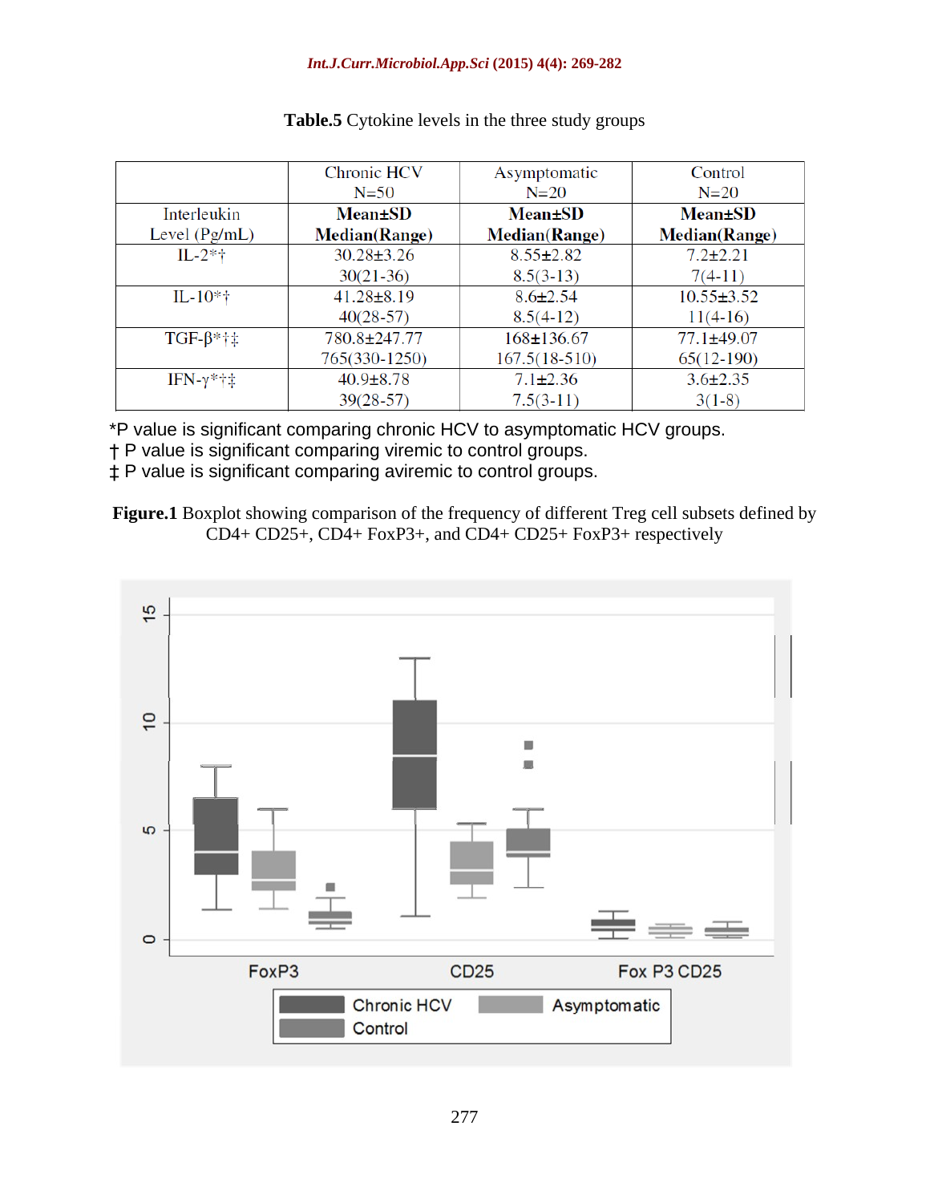**Table.5** Cytokine levels in the three study groups

| | Chronic HCV N=50 | Asymptomatic N=20 | Control N=20 |
|---|---|---|---|
| Interleukin Level (Pg/mL) | **Mean±SD Median(Range)** | **Mean±SD Median(Range)** | **Mean±SD Median(Range)** |
| IL-2*† | 30.28±3.26 30(21-36) | 8.55±2.82 8.5(3-13) | 7.2±2.21 7(4-11) |
| IL-10*† | 41.28±8.19 40(28-57) | 8.6±2.54 8.5(4-12) | 10.55±3.52 11(4-16) |
| TGF-β*†‡ | 780.8±247.77 765(330-1250) | 168±136.67 167.5(18-510) | 77.1±49.07 65(12-190) |
| IFN-γ*†‡ | 40.9±8.78 39(28-57) | 7.1±2.36 7.5(3-11) | 3.6±2.35 3(1-8) |

*P value is significant comparing chronic HCV to asymptomatic HCV groups.
† P value is significant comparing viremic to control groups.
‡ P value is significant comparing aviremic to control groups.

**Figure.1** Boxplot showing comparison of the frequency of different Treg cell subsets defined by CD4+ CD25+, CD4+ FoxP3+, and CD4+ CD25+ FoxP3+ respectively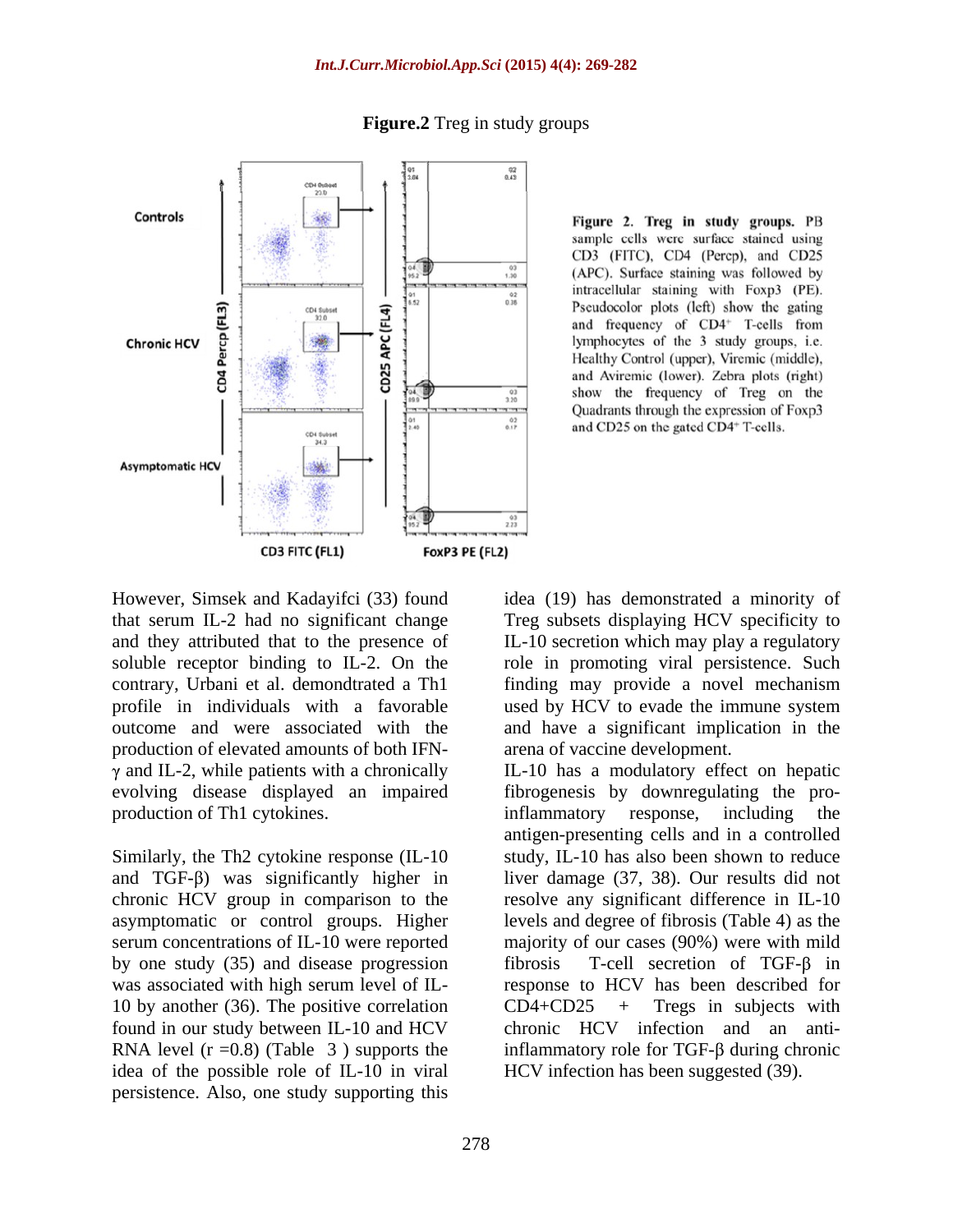**Figure.2** Treg in study groups

**Figure 2. Treg in study groups.** PB sample cells were surface stained using CD3 (FITC), CD4 (Percp), and CD25 (APC). Surface staining was followed by intracellular staining with Foxp3 (PE). Pseudocolor plots (left) show the gating and frequency of $CD4^+$ T-cells from lymphocytes of the 3 study groups, i.e. Healthy Control (upper), Viremic (middle), and Aviremic (lower). Zebra plots (right) show the frequency of Treg on the Quadrants through the expression of Foxp3 and CD25 on the gated $CD4^+$ T-cells.

However, Simsek and Kadayifci (33) found that serum IL-2 had no significant change and they attributed that to the presence of soluble receptor binding to IL-2. On the contrary, Urbani et al. demondtrated a Th1 profile in individuals with a favorable outcome and were associated with the production of elevated amounts of both IFN-γ and IL-2, while patients with a chronically evolving disease displayed an impaired production of Th1 cytokines.

Similarly, the Th2 cytokine response (IL-10 and TGF-β) was significantly higher in chronic HCV group in comparison to the asymptomatic or control groups. Higher serum concentrations of IL-10 were reported by one study (35) and disease progression was associated with high serum level of IL-10 by another (36). The positive correlation found in our study between IL-10 and HCV RNA level (r =0.8) (Table 3 ) supports the idea of the possible role of IL-10 in viral persistence. Also, one study supporting this idea (19) has demonstrated a minority of Treg subsets displaying HCV specificity to IL-10 secretion which may play a regulatory role in promoting viral persistence. Such finding may provide a novel mechanism used by HCV to evade the immune system and have a significant implication in the arena of vaccine development.

IL-10 has a modulatory effect on hepatic fibrogenesis by downregulating the pro-inflammatory response, including the antigen-presenting cells and in a controlled study, IL-10 has also been shown to reduce liver damage (37, 38). Our results did not resolve any significant difference in IL-10 levels and degree of fibrosis (Table 4) as the majority of our cases (90%) were with mild fibrosis T-cell secretion of TGF-β in response to HCV has been described for CD4+CD25 + Tregs in subjects with chronic HCV infection and an anti-inflammatory role for TGF-β during chronic HCV infection has been suggested (39).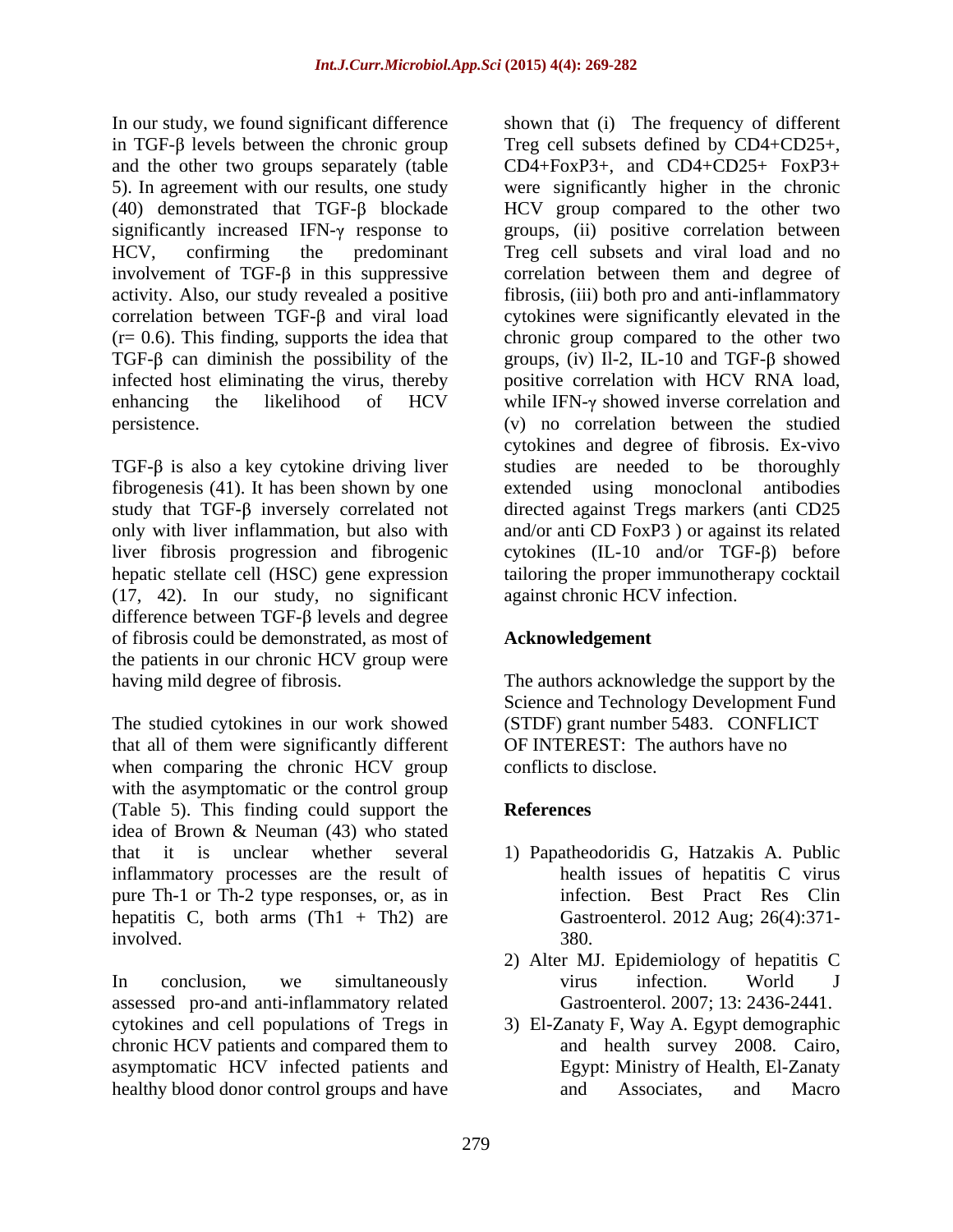In our study, we found significant difference in TGF-β levels between the chronic group and the other two groups separately (table 5). In agreement with our results, one study (40) demonstrated that TGF-β blockade significantly increased IFN-γ response to HCV, confirming the predominant involvement of TGF-β in this suppressive activity. Also, our study revealed a positive correlation between TGF-β and viral load ($r = 0.6$). This finding, supports the idea that TGF-β can diminish the possibility of the infected host eliminating the virus, thereby enhancing the likelihood of HCV persistence.

TGF-β is also a key cytokine driving liver fibrogenesis (41). It has been shown by one study that TGF-β inversely correlated not only with liver inflammation, but also with liver fibrosis progression and fibrogenic hepatic stellate cell (HSC) gene expression (17, 42). In our study, no significant difference between TGF-β levels and degree of fibrosis could be demonstrated, as most of the patients in our chronic HCV group were having mild degree of fibrosis.

The studied cytokines in our work showed that all of them were significantly different when comparing the chronic HCV group with the asymptomatic or the control group (Table 5). This finding could support the idea of Brown & Neuman (43) who stated that it is unclear whether several inflammatory processes are the result of pure Th-1 or Th-2 type responses, or, as in hepatitis C, both arms (Th1 + Th2) are involved.

In conclusion, we simultaneously assessed pro-and anti-inflammatory related cytokines and cell populations of Tregs in chronic HCV patients and compared them to asymptomatic HCV infected patients and healthy blood donor control groups and have shown that (i) The frequency of different Treg cell subsets defined by CD4+CD25+, CD4+FoxP3+, and CD4+CD25+ FoxP3+ were significantly higher in the chronic HCV group compared to the other two groups, (ii) positive correlation between Treg cell subsets and viral load and no correlation between them and degree of fibrosis, (iii) both pro and anti-inflammatory cytokines were significantly elevated in the chronic group compared to the other two groups, (iv) Il-2, IL-10 and TGF-β showed positive correlation with HCV RNA load, while IFN-γ showed inverse correlation and (v) no correlation between the studied cytokines and degree of fibrosis. Ex-vivo studies are needed to be thoroughly extended using monoclonal antibodies directed against Tregs markers (anti CD25 and/or anti CD FoxP3 ) or against its related cytokines (IL-10 and/or TGF-β) before tailoring the proper immunotherapy cocktail against chronic HCV infection.

## Acknowledgement

The authors acknowledge the support by the Science and Technology Development Fund (STDF) grant number 5483. CONFLICT OF INTEREST: The authors have no conflicts to disclose.

## References

1) Papatheodoridis G, Hatzakis A. Public health issues of hepatitis C virus infection. Best Pract Res Clin Gastroenterol. 2012 Aug; 26(4):371-380.
2) Alter MJ. Epidemiology of hepatitis C virus infection. World J Gastroenterol. 2007; 13: 2436-2441.
3) El-Zanaty F, Way A. Egypt demographic and health survey 2008. Cairo, Egypt: Ministry of Health, El-Zanaty and Associates, and Macro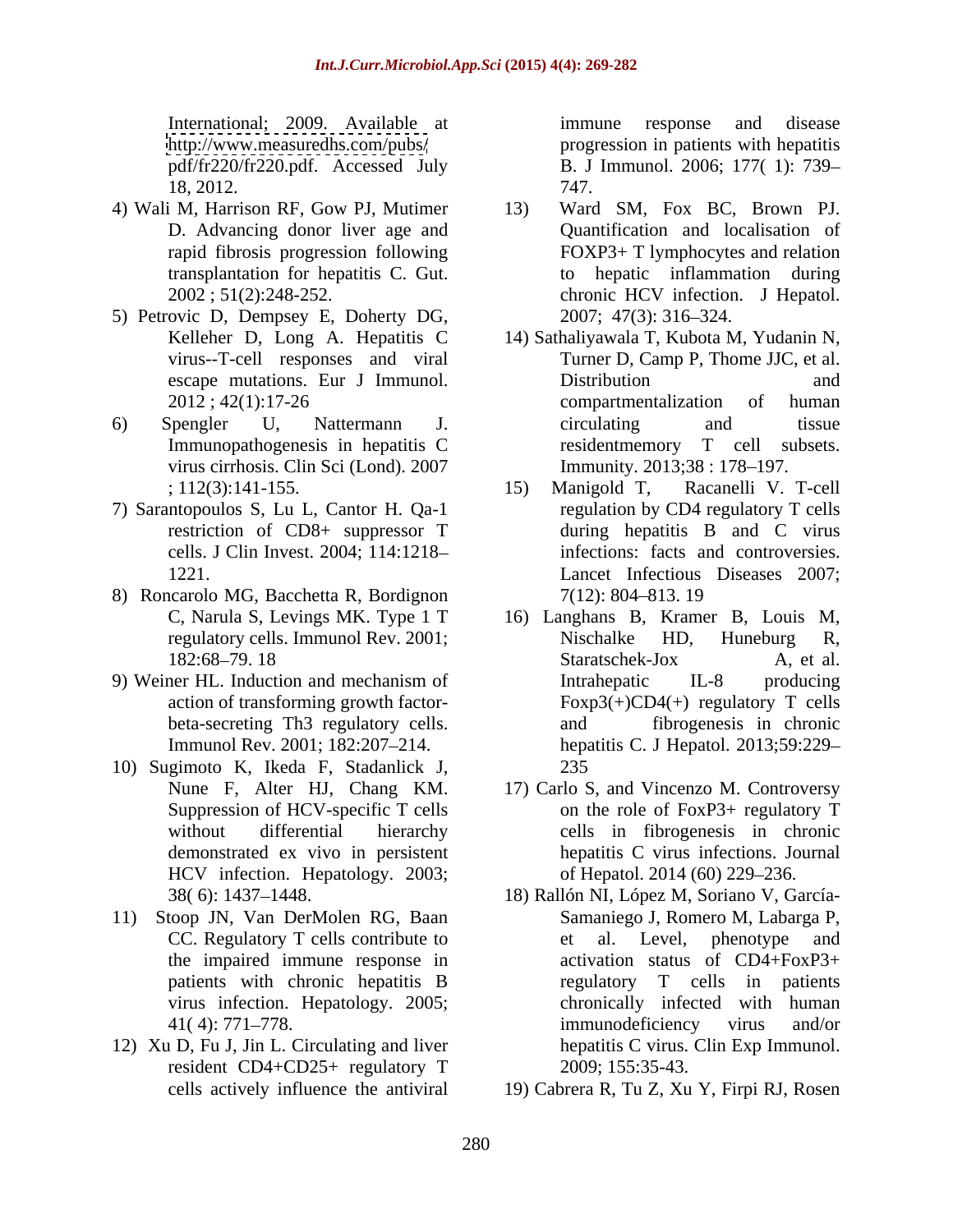International; 2009. Available at http://www.measuredhs.com/pubs/pdf/fr220/fr220.pdf. Accessed July 18, 2012.

4) Wali M, Harrison RF, Gow PJ, Mutimer D. Advancing donor liver age and rapid fibrosis progression following transplantation for hepatitis C. Gut. 2002 ; 51(2):248-252.

5) Petrovic D, Dempsey E, Doherty DG, Kelleher D, Long A. Hepatitis C virus--T-cell responses and viral escape mutations. Eur J Immunol. 2012 ; 42(1):17-26

6) Spengler U, Nattermann J. Immunopathogenesis in hepatitis C virus cirrhosis. Clin Sci (Lond). 2007 ; 112(3):141-155.

7) Sarantopoulos S, Lu L, Cantor H. Qa-1 restriction of CD8+ suppressor T cells. J Clin Invest. 2004; 114:1218–1221.

8) Roncarolo MG, Bacchetta R, Bordignon C, Narula S, Levings MK. Type 1 T regulatory cells. Immunol Rev. 2001; 182:68–79. 18

9) Weiner HL. Induction and mechanism of action of transforming growth factor-beta-secreting Th3 regulatory cells. Immunol Rev. 2001; 182:207–214.

10) Sugimoto K, Ikeda F, Stadanlick J, Nune F, Alter HJ, Chang KM. Suppression of HCV-specific T cells without differential hierarchy demonstrated ex vivo in persistent HCV infection. Hepatology. 2003; 38( 6): 1437–1448.

11) Stoop JN, Van DerMolen RG, Baan CC. Regulatory T cells contribute to the impaired immune response in patients with chronic hepatitis B virus infection. Hepatology. 2005; 41( 4): 771–778.

12) Xu D, Fu J, Jin L. Circulating and liver resident CD4+CD25+ regulatory T cells actively influence the antiviral immune response and disease progression in patients with hepatitis B. J Immunol. 2006; 177( 1): 739–747.

13) Ward SM, Fox BC, Brown PJ. Quantification and localisation of FOXP3+ T lymphocytes and relation to hepatic inflammation during chronic HCV infection. J Hepatol. 2007; 47(3): 316–324.

14) Sathaliyawala T, Kubota M, Yudanin N, Turner D, Camp P, Thome JJC, et al. Distribution and compartmentalization of human circulating and tissue residentmemory T cell subsets. Immunity. 2013;38 : 178–197.

15) Manigold T, Racanelli V. T-cell regulation by CD4 regulatory T cells during hepatitis B and C virus infections: facts and controversies. Lancet Infectious Diseases 2007; 7(12): 804–813. 19

16) Langhans B, Kramer B, Louis M, Nischalke HD, Huneburg R, Staratschek-Jox A, et al. Intrahepatic IL-8 producing Foxp3(+)CD4(+) regulatory T cells and fibrogenesis in chronic hepatitis C. J Hepatol. 2013;59:229–235

17) Carlo S, and Vincenzo M. Controversy on the role of FoxP3+ regulatory T cells in fibrogenesis in chronic hepatitis C virus infections. Journal of Hepatol. 2014 (60) 229–236.

18) Rallón NI, López M, Soriano V, García-Samaniego J, Romero M, Labarga P, et al. Level, phenotype and activation status of CD4+FoxP3+ regulatory T cells in patients chronically infected with human immunodeficiency virus and/or hepatitis C virus. Clin Exp Immunol. 2009; 155:35-43.

19) Cabrera R, Tu Z, Xu Y, Firpi RJ, Rosen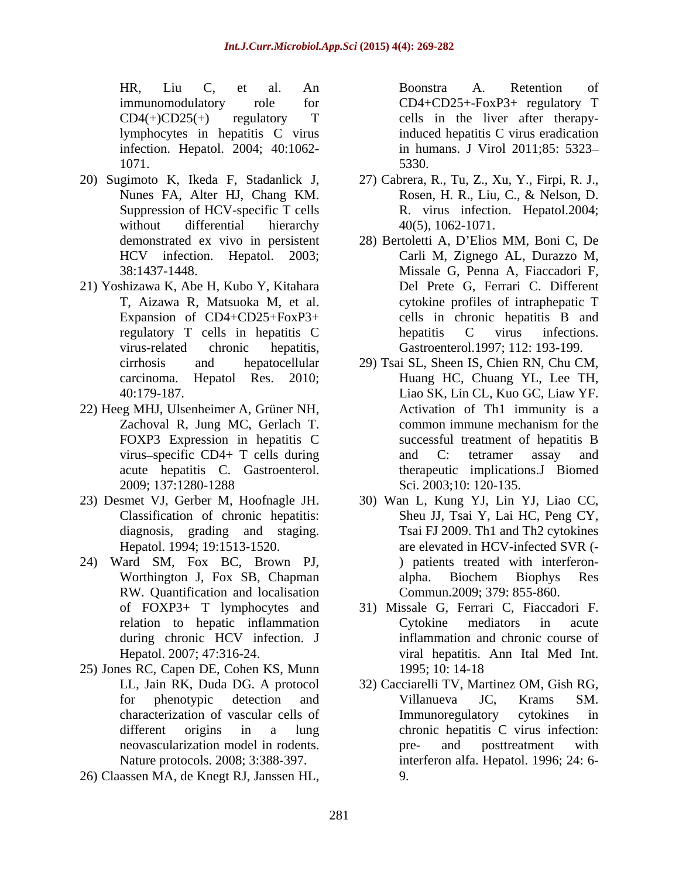HR, Liu C, et al. An immunomodulatory role for CD4(+)CD25(+) regulatory T lymphocytes in hepatitis C virus infection. Hepatol. 2004; 40:1062-1071.

20) Sugimoto K, Ikeda F, Stadanlick J, Nunes FA, Alter HJ, Chang KM. Suppression of HCV-specific T cells without differential hierarchy demonstrated ex vivo in persistent HCV infection. Hepatol. 2003; 38:1437-1448.

21) Yoshizawa K, Abe H, Kubo Y, Kitahara T, Aizawa R, Matsuoka M, et al. Expansion of CD4+CD25+FoxP3+ regulatory T cells in hepatitis C virus-related chronic hepatitis, cirrhosis and hepatocellular carcinoma. Hepatol Res. 2010; 40:179-187.

22) Heeg MHJ, Ulsenheimer A, Grüner NH, Zachoval R, Jung MC, Gerlach T. FOXP3 Expression in hepatitis C virus–specific CD4+ T cells during acute hepatitis C. Gastroenterol. 2009; 137:1280-1288

23) Desmet VJ, Gerber M, Hoofnagle JH. Classification of chronic hepatitis: diagnosis, grading and staging. Hepatol. 1994; 19:1513-1520.

24) Ward SM, Fox BC, Brown PJ, Worthington J, Fox SB, Chapman RW. Quantification and localisation of FOXP3+ T lymphocytes and relation to hepatic inflammation during chronic HCV infection. J Hepatol. 2007; 47:316-24.

25) Jones RC, Capen DE, Cohen KS, Munn LL, Jain RK, Duda DG. A protocol for phenotypic detection and characterization of vascular cells of different origins in a lung neovascularization model in rodents. Nature protocols. 2008; 3:388-397.

26) Claassen MA, de Knegt RJ, Janssen HL, Boonstra A. Retention of CD4+CD25+-FoxP3+ regulatory T cells in the liver after therapy-induced hepatitis C virus eradication in humans. J Virol 2011;85: 5323–5330.

27) Cabrera, R., Tu, Z., Xu, Y., Firpi, R. J., Rosen, H. R., Liu, C., & Nelson, D. R. virus infection. Hepatol.2004; 40(5), 1062-1071.

28) Bertoletti A, D'Elios MM, Boni C, De Carli M, Zignego AL, Durazzo M, Missale G, Penna A, Fiaccadori F, Del Prete G, Ferrari C. Different cytokine profiles of intraphepatic T cells in chronic hepatitis B and hepatitis C virus infections. Gastroenterol.1997; 112: 193-199.

29) Tsai SL, Sheen IS, Chien RN, Chu CM, Huang HC, Chuang YL, Lee TH, Liao SK, Lin CL, Kuo GC, Liaw YF. Activation of Th1 immunity is a common immune mechanism for the successful treatment of hepatitis B and C: tetramer assay and therapeutic implications.J Biomed Sci. 2003;10: 120-135.

30) Wan L, Kung YJ, Lin YJ, Liao CC, Sheu JJ, Tsai Y, Lai HC, Peng CY, Tsai FJ 2009. Th1 and Th2 cytokines are elevated in HCV-infected SVR (-) patients treated with interferon-alpha. Biochem Biophys Res Commun.2009; 379: 855-860.

31) Missale G, Ferrari C, Fiaccadori F. Cytokine mediators in acute inflammation and chronic course of viral hepatitis. Ann Ital Med Int. 1995; 10: 14-18

32) Cacciarelli TV, Martinez OM, Gish RG, Villanueva JC, Krams SM. Immunoregulatory cytokines in chronic hepatitis C virus infection: pre- and posttreatment with interferon alfa. Hepatol. 1996; 24: 6-9.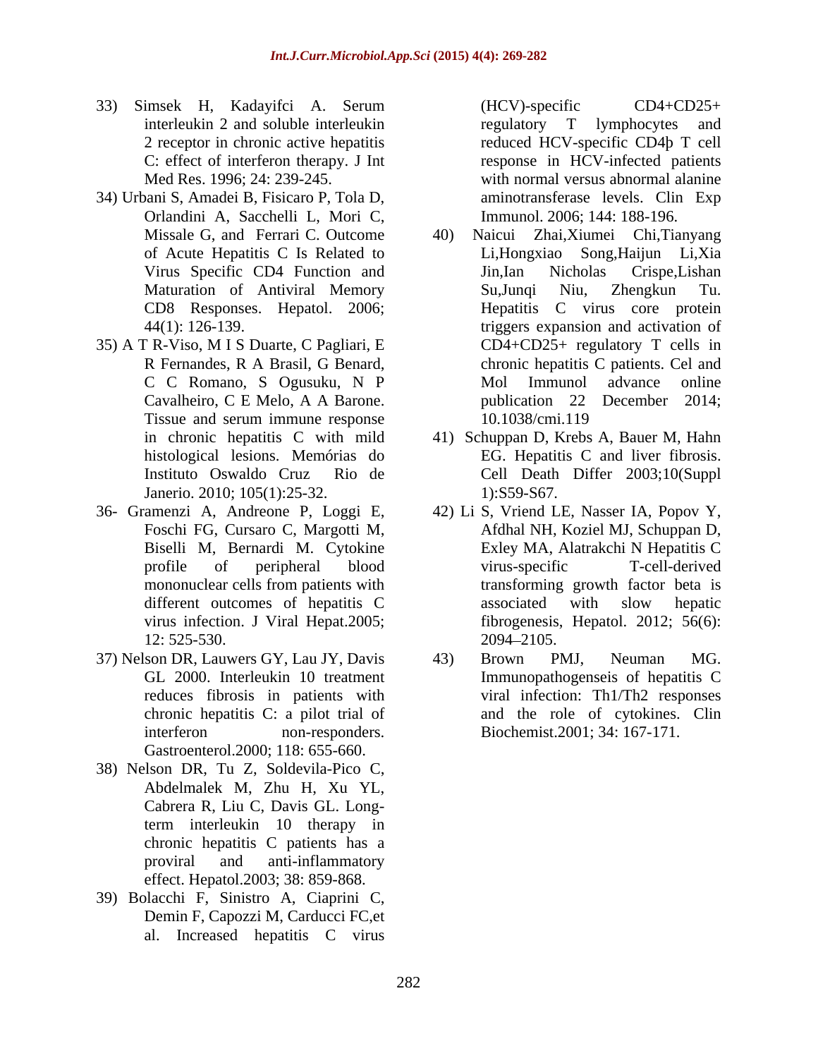33) Simsek H, Kadayifci A. Serum interleukin 2 and soluble interleukin 2 receptor in chronic active hepatitis C: effect of interferon therapy. J Int Med Res. 1996; 24: 239-245.

34) Urbani S, Amadei B, Fisicaro P, Tola D, Orlandini A, Sacchelli L, Mori C, Missale G, and Ferrari C. Outcome of Acute Hepatitis C Is Related to Virus Specific CD4 Function and Maturation of Antiviral Memory CD8 Responses. Hepatol. 2006; 44(1): 126-139.

35) A T R-Viso, M I S Duarte, C Pagliari, E R Fernandes, R A Brasil, G Benard, C C Romano, S Ogusuku, N P Cavalheiro, C E Melo, A A Barone. Tissue and serum immune response in chronic hepatitis C with mild histological lesions. Memórias do Instituto Oswaldo Cruz Rio de Janerio. 2010; 105(1):25-32.

36- Gramenzi A, Andreone P, Loggi E, Foschi FG, Cursaro C, Margotti M, Biselli M, Bernardi M. Cytokine profile of peripheral blood mononuclear cells from patients with different outcomes of hepatitis C virus infection. J Viral Hepat.2005; 12: 525-530.

37) Nelson DR, Lauwers GY, Lau JY, Davis GL 2000. Interleukin 10 treatment reduces fibrosis in patients with chronic hepatitis C: a pilot trial of interferon non-responders. Gastroenterol.2000; 118: 655-660.

38) Nelson DR, Tu Z, Soldevila-Pico C, Abdelmalek M, Zhu H, Xu YL, Cabrera R, Liu C, Davis GL. Long-term interleukin 10 therapy in chronic hepatitis C patients has a proviral and anti-inflammatory effect. Hepatol.2003; 38: 859-868.

39) Bolacchi F, Sinistro A, Ciaprini C, Demin F, Capozzi M, Carducci FC,et al. Increased hepatitis C virus (HCV)-specific CD4+CD25+ regulatory T lymphocytes and reduced HCV-specific CD4þ T cell response in HCV-infected patients with normal versus abnormal alanine aminotransferase levels. Clin Exp Immunol. 2006; 144: 188-196.

40) Naicui Zhai,Xiumei Chi,Tianyang Li,Hongxiao Song,Haijun Li,Xia Jin,Ian Nicholas Crispe,Lishan Su,Junqi Niu, Zhengkun Tu. Hepatitis C virus core protein triggers expansion and activation of CD4+CD25+ regulatory T cells in chronic hepatitis C patients. Cel and Mol Immunol advance online publication 22 December 2014; 10.1038/cmi.119

41) Schuppan D, Krebs A, Bauer M, Hahn EG. Hepatitis C and liver fibrosis. Cell Death Differ 2003;10(Suppl 1):S59-S67.

42) Li S, Vriend LE, Nasser IA, Popov Y, Afdhal NH, Koziel MJ, Schuppan D, Exley MA, Alatrakchi N Hepatitis C virus-specific T-cell-derived transforming growth factor beta is associated with slow hepatic fibrogenesis, Hepatol. 2012; 56(6): 2094–2105.

43) Brown PMJ, Neuman MG. Immunopathogenseis of hepatitis C viral infection: Th1/Th2 responses and the role of cytokines. Clin Biochemist.2001; 34: 167-171.